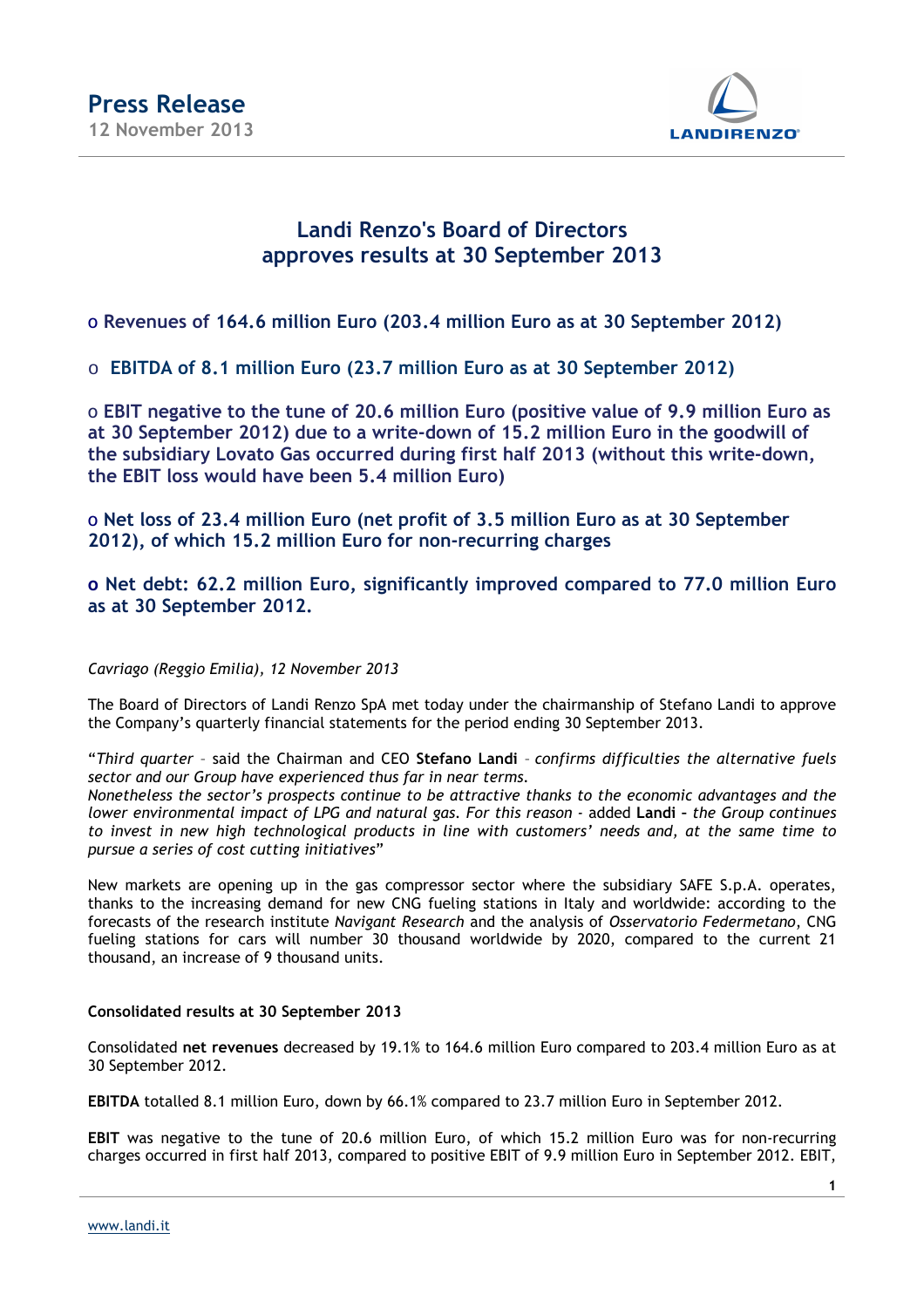# Press Release

12 November 2013

## Landi Renzo's Board of Directors approves results at 30 September 2013

- **Revenues of 164.6 million Euro (203.4 million Euro as at 30 September 2012)**
- **EBITDA of 8.1 million Euro (23.7 million Euro as at 30 September 2012)**
- **EBIT negative to the tune of 20.6 million Euro (positive value of 9.9 million Euro as at 30 September 2012) due to a write-down of 15.2 million Euro in the goodwill of the subsidiary Lovato Gas occurred during first half 2013 (without this write-down, the EBIT loss would have been 5.4 million Euro)**
- **Net loss of 23.4 million Euro (net profit of 3.5 million Euro as at 30 September 2012), of which 15.2 million Euro for non-recurring charges**
- **Net debt: 62.2 million Euro, significantly improved compared to 77.0 million Euro as at 30 September 2012.**

*Cavriago (Reggio Emilia), 12 November 2013*

The Board of Directors of Landi Renzo SpA met today under the chairmanship of Stefano Landi to approve the Company's quarterly financial statements for the period ending 30 September 2013.

"*Third quarter* – said the Chairman and CEO **Stefano Landi** – *confirms difficulties the alternative fuels sector and our Group have experienced thus far in near terms.*
*Nonetheless the sector's prospects continue to be attractive thanks to the economic advantages and the lower environmental impact of LPG and natural gas. For this reason* - added **Landi** – *the Group continues to invest in new high technological products in line with customers' needs and, at the same time to pursue a series of cost cutting initiatives*"

New markets are opening up in the gas compressor sector where the subsidiary SAFE S.p.A. operates, thanks to the increasing demand for new CNG fueling stations in Italy and worldwide: according to the forecasts of the research institute *Navigant Research* and the analysis of *Osservatorio Federmetano*, CNG fueling stations for cars will number 30 thousand worldwide by 2020, compared to the current 21 thousand, an increase of 9 thousand units.

### Consolidated results at 30 September 2013

Consolidated **net revenues** decreased by 19.1% to 164.6 million Euro compared to 203.4 million Euro as at 30 September 2012.

**EBITDA** totalled 8.1 million Euro, down by 66.1% compared to 23.7 million Euro in September 2012.

**EBIT** was negative to the tune of 20.6 million Euro, of which 15.2 million Euro was for non-recurring charges occurred in first half 2013, compared to positive EBIT of 9.9 million Euro in September 2012. EBIT,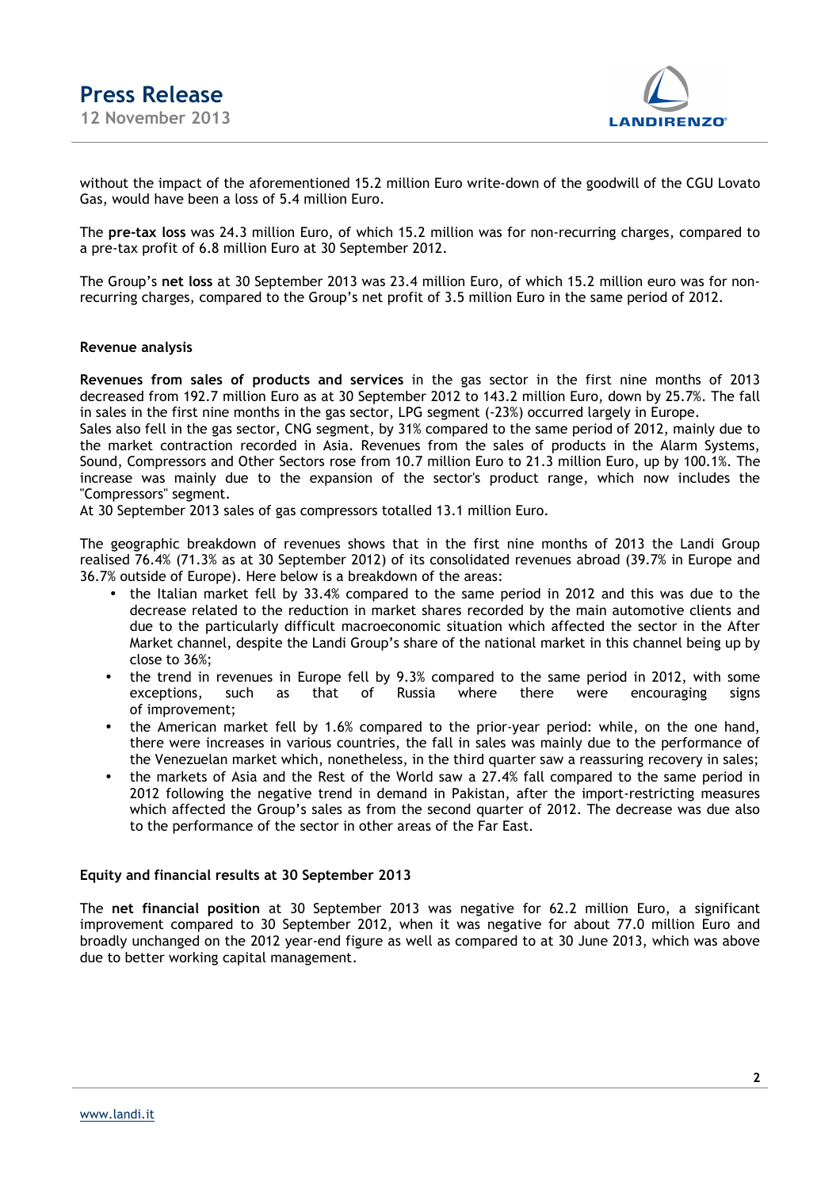without the impact of the aforementioned 15.2 million Euro write-down of the goodwill of the CGU Lovato Gas, would have been a loss of 5.4 million Euro.

The **pre-tax loss** was 24.3 million Euro, of which 15.2 million was for non-recurring charges, compared to a pre-tax profit of 6.8 million Euro at 30 September 2012.

The Group's **net loss** at 30 September 2013 was 23.4 million Euro, of which 15.2 million euro was for non-recurring charges, compared to the Group's net profit of 3.5 million Euro in the same period of 2012.

**Revenue analysis**

**Revenues from sales of products and services** in the gas sector in the first nine months of 2013 decreased from 192.7 million Euro as at 30 September 2012 to 143.2 million Euro, down by 25.7%. The fall in sales in the first nine months in the gas sector, LPG segment (-23%) occurred largely in Europe.
Sales also fell in the gas sector, CNG segment, by 31% compared to the same period of 2012, mainly due to the market contraction recorded in Asia. Revenues from the sales of products in the Alarm Systems, Sound, Compressors and Other Sectors rose from 10.7 million Euro to 21.3 million Euro, up by 100.1%. The increase was mainly due to the expansion of the sector's product range, which now includes the "Compressors" segment.
At 30 September 2013 sales of gas compressors totalled 13.1 million Euro.

The geographic breakdown of revenues shows that in the first nine months of 2013 the Landi Group realised 76.4% (71.3% as at 30 September 2012) of its consolidated revenues abroad (39.7% in Europe and 36.7% outside of Europe). Here below is a breakdown of the areas:

- the Italian market fell by 33.4% compared to the same period in 2012 and this was due to the decrease related to the reduction in market shares recorded by the main automotive clients and due to the particularly difficult macroeconomic situation which affected the sector in the After Market channel, despite the Landi Group's share of the national market in this channel being up by close to 36%;
- the trend in revenues in Europe fell by 9.3% compared to the same period in 2012, with some exceptions, such as that of Russia where there were encouraging signs of improvement;
- the American market fell by 1.6% compared to the prior-year period: while, on the one hand, there were increases in various countries, the fall in sales was mainly due to the performance of the Venezuelan market which, nonetheless, in the third quarter saw a reassuring recovery in sales;
- the markets of Asia and the Rest of the World saw a 27.4% fall compared to the same period in 2012 following the negative trend in demand in Pakistan, after the import-restricting measures which affected the Group's sales as from the second quarter of 2012. The decrease was due also to the performance of the sector in other areas of the Far East.

**Equity and financial results at 30 September 2013**

The **net financial position** at 30 September 2013 was negative for 62.2 million Euro, a significant improvement compared to 30 September 2012, when it was negative for about 77.0 million Euro and broadly unchanged on the 2012 year-end figure as well as compared to at 30 June 2013, which was above due to better working capital management.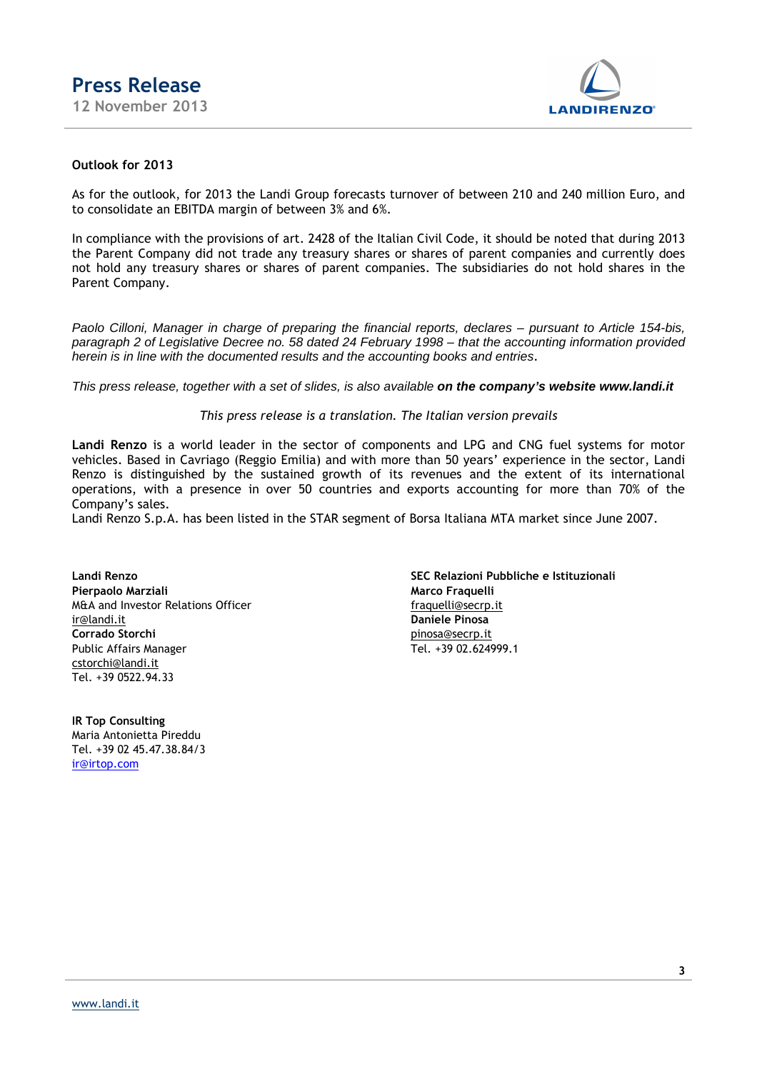**Outlook for 2013**

As for the outlook, for 2013 the Landi Group forecasts turnover of between 210 and 240 million Euro, and to consolidate an EBITDA margin of between 3% and 6%.

In compliance with the provisions of art. 2428 of the Italian Civil Code, it should be noted that during 2013 the Parent Company did not trade any treasury shares or shares of parent companies and currently does not hold any treasury shares or shares of parent companies. The subsidiaries do not hold shares in the Parent Company.

*Paolo Cilloni, Manager in charge of preparing the financial reports, declares – pursuant to Article 154-bis, paragraph 2 of Legislative Decree no. 58 dated 24 February 1998 – that the accounting information provided herein is in line with the documented results and the accounting books and entries.*

*This press release, together with a set of slides, is also available* ***on the company's website www.landi.it***

*This press release is a translation. The Italian version prevails*

**Landi Renzo** is a world leader in the sector of components and LPG and CNG fuel systems for motor vehicles. Based in Cavriago (Reggio Emilia) and with more than 50 years' experience in the sector, Landi Renzo is distinguished by the sustained growth of its revenues and the extent of its international operations, with a presence in over 50 countries and exports accounting for more than 70% of the Company's sales.
Landi Renzo S.p.A. has been listed in the STAR segment of Borsa Italiana MTA market since June 2007.

**Landi Renzo**
**Pierpaolo Marziali**
M&A and Investor Relations Officer
ir@landi.it
**Corrado Storchi**
Public Affairs Manager
cstorchi@landi.it
Tel. +39 0522.94.33

**IR Top Consulting**
Maria Antonietta Pireddu
Tel. +39 02 45.47.38.84/3
ir@irtop.com

**SEC Relazioni Pubbliche e Istituzionali**
**Marco Fraquelli**
fraquelli@secrp.it
**Daniele Pinosa**
pinosa@secrp.it
Tel. +39 02.624999.1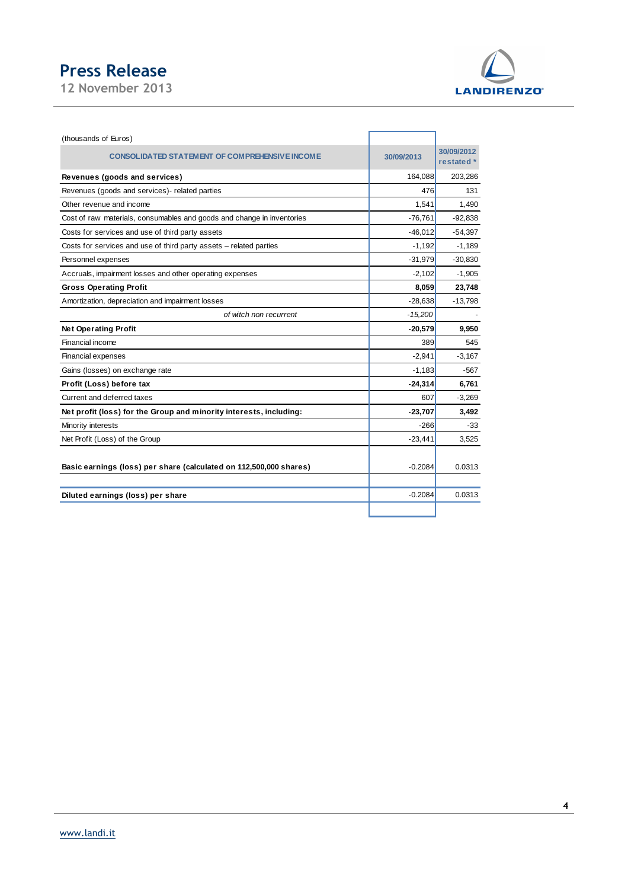(thousands of Euros)

| CONSOLIDATED STATEMENT OF COMPREHENSIVE INCOME | 30/09/2013 | 30/09/2012 restated * |
|---|---|---|
| **Revenues (goods and services)** | 164,088 | 203,286 |
| Revenues (goods and services)- related parties | 476 | 131 |
| Other revenue and income | 1,541 | 1,490 |
| Cost of raw materials, consumables and goods and change in inventories | -76,761 | -92,838 |
| Costs for services and use of third party assets | -46,012 | -54,397 |
| Costs for services and use of third party assets – related parties | -1,192 | -1,189 |
| Personnel expenses | -31,979 | -30,830 |
| Accruals, impairment losses and other operating expenses | -2,102 | -1,905 |
| **Gross Operating Profit** | **8,059** | **23,748** |
| Amortization, depreciation and impairment losses | -28,638 | -13,798 |
| *of witch non recurrent* | *-15,200* | - |
| **Net Operating Profit** | **-20,579** | **9,950** |
| Financial income | 389 | 545 |
| Financial expenses | -2,941 | -3,167 |
| Gains (losses) on exchange rate | -1,183 | -567 |
| **Profit (Loss) before tax** | **-24,314** | **6,761** |
| Current and deferred taxes | 607 | -3,269 |
| **Net profit (loss) for the Group and minority interests, including:** | **-23,707** | **3,492** |
| Minority interests | -266 | -33 |
| Net Profit (Loss) of the Group | -23,441 | 3,525 |
| **Basic earnings (loss) per share (calculated on 112,500,000 shares)** | -0.2084 | 0.0313 |
| **Diluted earnings (loss) per share** | -0.2084 | 0.0313 |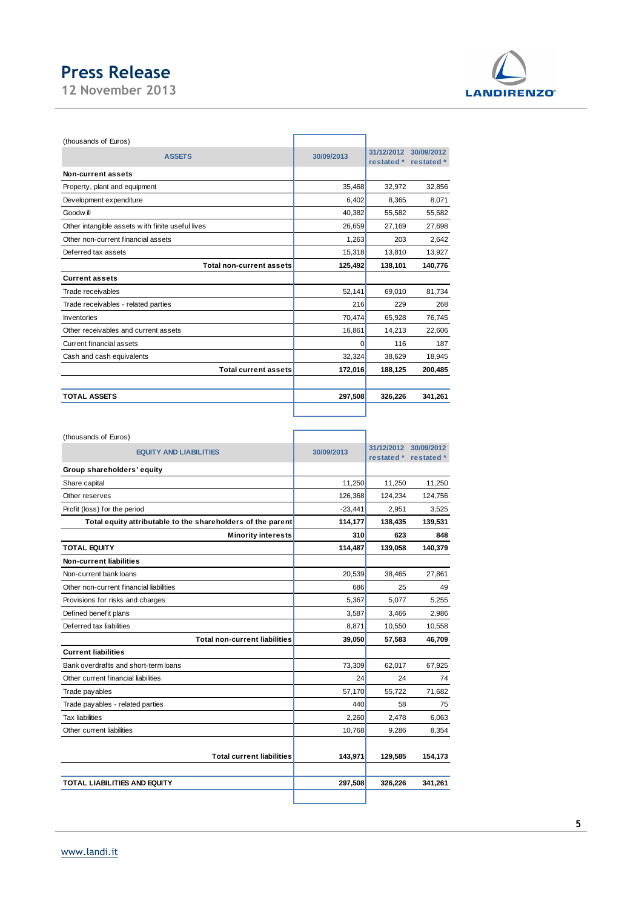(thousands of Euros)

| ASSETS | 30/09/2013 | 31/12/2012 restated * | 30/09/2012 restated * |
|---|---|---|---|
| **Non-current assets** | | | |
| Property, plant and equipment | 35,468 | 32,972 | 32,856 |
| Development expenditure | 6,402 | 8,365 | 8,071 |
| Goodwill | 40,382 | 55,582 | 55,582 |
| Other intangible assets with finite useful lives | 26,659 | 27,169 | 27,698 |
| Other non-current financial assets | 1,263 | 203 | 2,642 |
| Deferred tax assets | 15,318 | 13,810 | 13,927 |
| **Total non-current assets** | **125,492** | **138,101** | **140,776** |
| **Current assets** | | | |
| Trade receivables | 52,141 | 69,010 | 81,734 |
| Trade receivables - related parties | 216 | 229 | 268 |
| Inventories | 70,474 | 65,928 | 76,745 |
| Other receivables and current assets | 16,861 | 14,213 | 22,606 |
| Current financial assets | 0 | 116 | 187 |
| Cash and cash equivalents | 32,324 | 38,629 | 18,945 |
| **Total current assets** | **172,016** | **188,125** | **200,485** |
| **TOTAL ASSETS** | **297,508** | **326,226** | **341,261** |

(thousands of Euros)

| EQUITY AND LIABILITIES | 30/09/2013 | 31/12/2012 restated * | 30/09/2012 restated * |
|---|---|---|---|
| **Group shareholders' equity** | | | |
| Share capital | 11,250 | 11,250 | 11,250 |
| Other reserves | 126,368 | 124,234 | 124,756 |
| Profit (loss) for the period | -23,441 | 2,951 | 3,525 |
| **Total equity attributable to the shareholders of the parent** | **114,177** | **138,435** | **139,531** |
| **Minority interests** | **310** | **623** | **848** |
| **TOTAL EQUITY** | **114,487** | **139,058** | **140,379** |
| **Non-current liabilities** | | | |
| Non-current bank loans | 20,539 | 38,465 | 27,861 |
| Other non-current financial liabilities | 686 | 25 | 49 |
| Provisions for risks and charges | 5,367 | 5,077 | 5,255 |
| Defined benefit plans | 3,587 | 3,466 | 2,986 |
| Deferred tax liabilities | 8,871 | 10,550 | 10,558 |
| **Total non-current liabilities** | **39,050** | **57,583** | **46,709** |
| **Current liabilities** | | | |
| Bank overdrafts and short-term loans | 73,309 | 62,017 | 67,925 |
| Other current financial liabilities | 24 | 24 | 74 |
| Trade payables | 57,170 | 55,722 | 71,682 |
| Trade payables - related parties | 440 | 58 | 75 |
| Tax liabilities | 2,260 | 2,478 | 6,063 |
| Other current liabilities | 10,768 | 9,286 | 8,354 |
| **Total current liabilities** | **143,971** | **129,585** | **154,173** |
| **TOTAL LIABILITIES AND EQUITY** | **297,508** | **326,226** | **341,261** |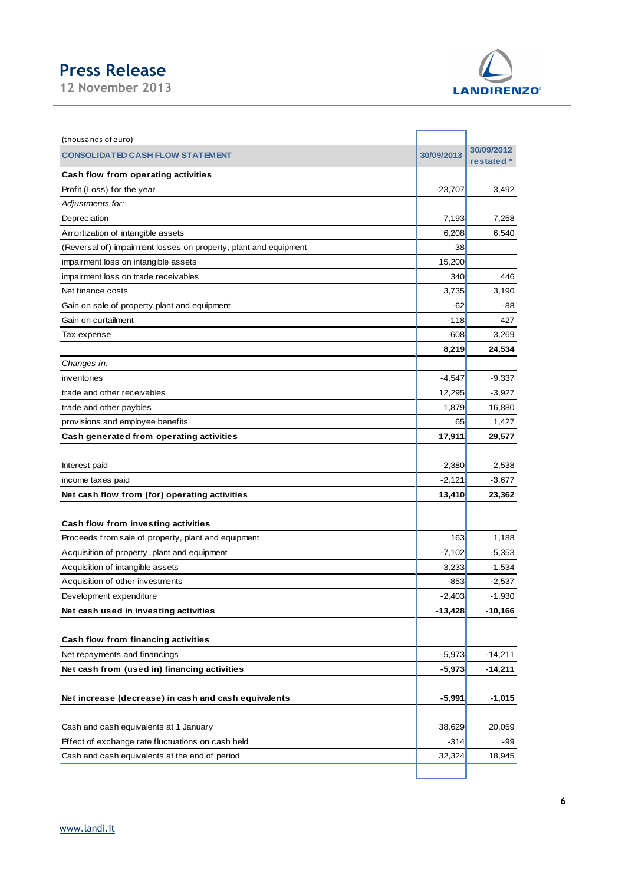# Press Release

12 November 2013

(thousands of euro)

| CONSOLIDATED CASH FLOW STATEMENT | 30/09/2013 | 30/09/2012 restated * |
|---|---|---|
| **Cash flow from operating activities** | | |
| Profit (Loss) for the year | -23,707 | 3,492 |
| *Adjustments for:* | | |
| Depreciation | 7,193 | 7,258 |
| Amortization of intangible assets | 6,208 | 6,540 |
| (Reversal of) impairment losses on property, plant and equipment | 38 | |
| impairment loss on intangible assets | 15,200 | |
| impairment loss on trade receivables | 340 | 446 |
| Net finance costs | 3,735 | 3,190 |
| Gain on sale of property,plant and equipment | -62 | -88 |
| Gain on curtailment | -118 | 427 |
| Tax expense | -608 | 3,269 |
| | **8,219** | **24,534** |
| *Changes in:* | | |
| inventories | -4,547 | -9,337 |
| trade and other receivables | 12,295 | -3,927 |
| trade and other paybles | 1,879 | 16,880 |
| provisions and employee benefits | 65 | 1,427 |
| **Cash generated from operating activities** | **17,911** | **29,577** |
| | | |
| Interest paid | -2,380 | -2,538 |
| income taxes paid | -2,121 | -3,677 |
| **Net cash flow from (for) operating activities** | **13,410** | **23,362** |
| | | |
| **Cash flow from investing activities** | | |
| Proceeds from sale of property, plant and equipment | 163 | 1,188 |
| Acquisition of property, plant and equipment | -7,102 | -5,353 |
| Acquisition of intangible assets | -3,233 | -1,534 |
| Acquisition of other investments | -853 | -2,537 |
| Development expenditure | -2,403 | -1,930 |
| **Net cash used in investing activities** | **-13,428** | **-10,166** |
| | | |
| **Cash flow from financing activities** | | |
| Net repayments and financings | -5,973 | -14,211 |
| **Net cash from (used in) financing activities** | **-5,973** | **-14,211** |
| | | |
| **Net increase (decrease) in cash and cash equivalents** | **-5,991** | **-1,015** |
| | | |
| Cash and cash equivalents at 1 January | 38,629 | 20,059 |
| Effect of exchange rate fluctuations on cash held | -314 | -99 |
| Cash and cash equivalents at the end of period | 32,324 | 18,945 |

www.landi.it